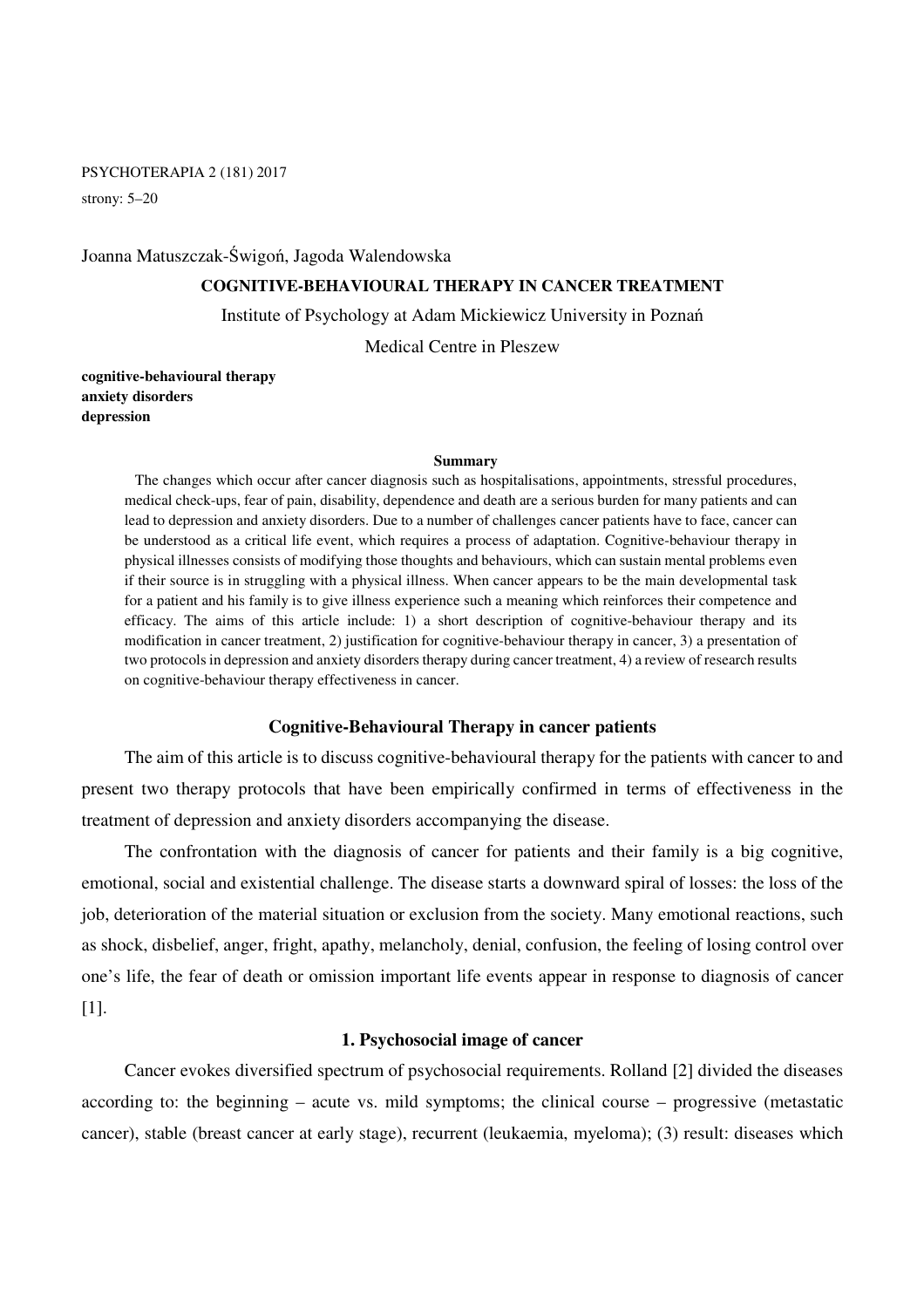PSYCHOTERAPIA 2 (181) 2017

strony: 5–20

Joanna Matuszczak-Świgoń, Jagoda Walendowska

# COGNITIVE-BEHAVIOURAL THERAPY IN CANCER TREATMENT

Institute of Psychology at Adam Mickiewicz University in Poznań

Medical Centre in Pleszew

**cognitive-behavioural therapy**
**anxiety disorders**
**depression**

**Summary**

The changes which occur after cancer diagnosis such as hospitalisations, appointments, stressful procedures, medical check-ups, fear of pain, disability, dependence and death are a serious burden for many patients and can lead to depression and anxiety disorders. Due to a number of challenges cancer patients have to face, cancer can be understood as a critical life event, which requires a process of adaptation. Cognitive-behaviour therapy in physical illnesses consists of modifying those thoughts and behaviours, which can sustain mental problems even if their source is in struggling with a physical illness. When cancer appears to be the main developmental task for a patient and his family is to give illness experience such a meaning which reinforces their competence and efficacy. The aims of this article include: 1) a short description of cognitive-behaviour therapy and its modification in cancer treatment, 2) justification for cognitive-behaviour therapy in cancer, 3) a presentation of two protocols in depression and anxiety disorders therapy during cancer treatment, 4) a review of research results on cognitive-behaviour therapy effectiveness in cancer.

## Cognitive-Behavioural Therapy in cancer patients

The aim of this article is to discuss cognitive-behavioural therapy for the patients with cancer to and present two therapy protocols that have been empirically confirmed in terms of effectiveness in the treatment of depression and anxiety disorders accompanying the disease.

The confrontation with the diagnosis of cancer for patients and their family is a big cognitive, emotional, social and existential challenge. The disease starts a downward spiral of losses: the loss of the job, deterioration of the material situation or exclusion from the society. Many emotional reactions, such as shock, disbelief, anger, fright, apathy, melancholy, denial, confusion, the feeling of losing control over one's life, the fear of death or omission important life events appear in response to diagnosis of cancer [1].

### 1. Psychosocial image of cancer

Cancer evokes diversified spectrum of psychosocial requirements. Rolland [2] divided the diseases according to: the beginning – acute vs. mild symptoms; the clinical course – progressive (metastatic cancer), stable (breast cancer at early stage), recurrent (leukaemia, myeloma); (3) result: diseases which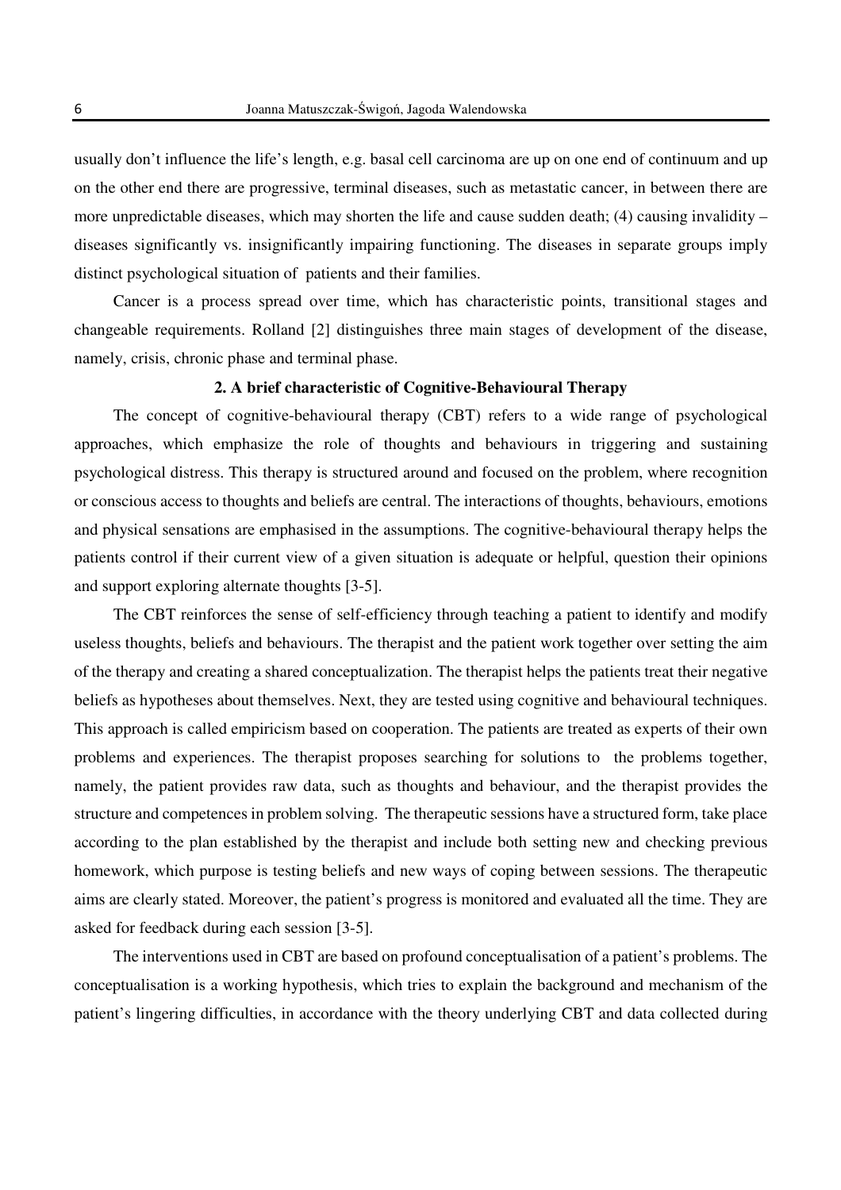usually don't influence the life's length, e.g. basal cell carcinoma are up on one end of continuum and up on the other end there are progressive, terminal diseases, such as metastatic cancer, in between there are more unpredictable diseases, which may shorten the life and cause sudden death; (4) causing invalidity – diseases significantly vs. insignificantly impairing functioning. The diseases in separate groups imply distinct psychological situation of patients and their families.

Cancer is a process spread over time, which has characteristic points, transitional stages and changeable requirements. Rolland [2] distinguishes three main stages of development of the disease, namely, crisis, chronic phase and terminal phase.

## 2. A brief characteristic of Cognitive-Behavioural Therapy

The concept of cognitive-behavioural therapy (CBT) refers to a wide range of psychological approaches, which emphasize the role of thoughts and behaviours in triggering and sustaining psychological distress. This therapy is structured around and focused on the problem, where recognition or conscious access to thoughts and beliefs are central. The interactions of thoughts, behaviours, emotions and physical sensations are emphasised in the assumptions. The cognitive-behavioural therapy helps the patients control if their current view of a given situation is adequate or helpful, question their opinions and support exploring alternate thoughts [3-5].

The CBT reinforces the sense of self-efficiency through teaching a patient to identify and modify useless thoughts, beliefs and behaviours. The therapist and the patient work together over setting the aim of the therapy and creating a shared conceptualization. The therapist helps the patients treat their negative beliefs as hypotheses about themselves. Next, they are tested using cognitive and behavioural techniques. This approach is called empiricism based on cooperation. The patients are treated as experts of their own problems and experiences. The therapist proposes searching for solutions to the problems together, namely, the patient provides raw data, such as thoughts and behaviour, and the therapist provides the structure and competences in problem solving. The therapeutic sessions have a structured form, take place according to the plan established by the therapist and include both setting new and checking previous homework, which purpose is testing beliefs and new ways of coping between sessions. The therapeutic aims are clearly stated. Moreover, the patient's progress is monitored and evaluated all the time. They are asked for feedback during each session [3-5].

The interventions used in CBT are based on profound conceptualisation of a patient's problems. The conceptualisation is a working hypothesis, which tries to explain the background and mechanism of the patient's lingering difficulties, in accordance with the theory underlying CBT and data collected during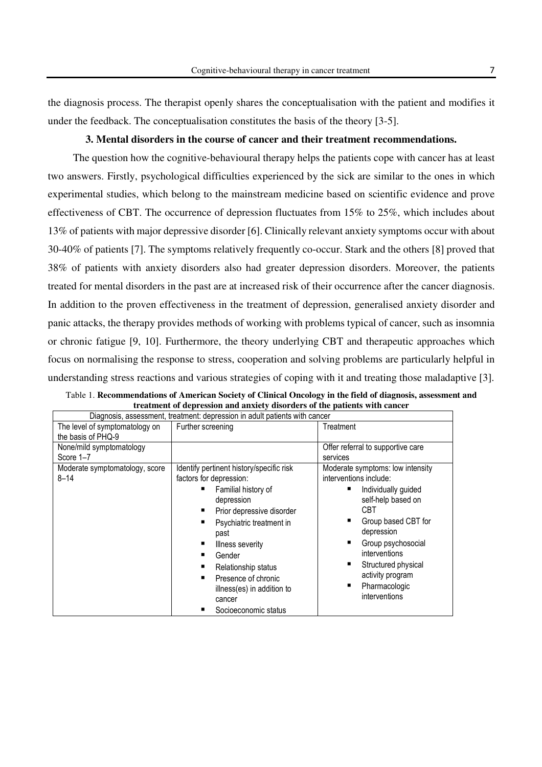the diagnosis process. The therapist openly shares the conceptualisation with the patient and modifies it under the feedback. The conceptualisation constitutes the basis of the theory [3-5].

### 3. Mental disorders in the course of cancer and their treatment recommendations.

The question how the cognitive-behavioural therapy helps the patients cope with cancer has at least two answers. Firstly, psychological difficulties experienced by the sick are similar to the ones in which experimental studies, which belong to the mainstream medicine based on scientific evidence and prove effectiveness of CBT. The occurrence of depression fluctuates from 15% to 25%, which includes about 13% of patients with major depressive disorder [6]. Clinically relevant anxiety symptoms occur with about 30-40% of patients [7]. The symptoms relatively frequently co-occur. Stark and the others [8] proved that 38% of patients with anxiety disorders also had greater depression disorders. Moreover, the patients treated for mental disorders in the past are at increased risk of their occurrence after the cancer diagnosis. In addition to the proven effectiveness in the treatment of depression, generalised anxiety disorder and panic attacks, the therapy provides methods of working with problems typical of cancer, such as insomnia or chronic fatigue [9, 10]. Furthermore, the theory underlying CBT and therapeutic approaches which focus on normalising the response to stress, cooperation and solving problems are particularly helpful in understanding stress reactions and various strategies of coping with it and treating those maladaptive [3].

Table 1. **Recommendations of American Society of Clinical Oncology in the field of diagnosis, assessment and treatment of depression and anxiety disorders of the patients with cancer**

| Diagnosis, assessment, treatment: depression in adult patients with cancer | | |
|---|---|---|
| The level of symptomatology on the basis of PHQ-9 | Further screening | Treatment |
| None/mild symptomatology Score 1–7 | | Offer referral to supportive care services |
| Moderate symptomatology, score 8–14 | Identify pertinent history/specific risk factors for depression:<br>▪ Familial history of depression<br>▪ Prior depressive disorder<br>▪ Psychiatric treatment in past<br>▪ Illness severity<br>▪ Gender<br>▪ Relationship status<br>▪ Presence of chronic illness(es) in addition to cancer<br>▪ Socioeconomic status | Moderate symptoms: low intensity interventions include:<br>▪ Individually guided self-help based on CBT<br>▪ Group based CBT for depression<br>▪ Group psychosocial interventions<br>▪ Structured physical activity program<br>▪ Pharmacologic interventions |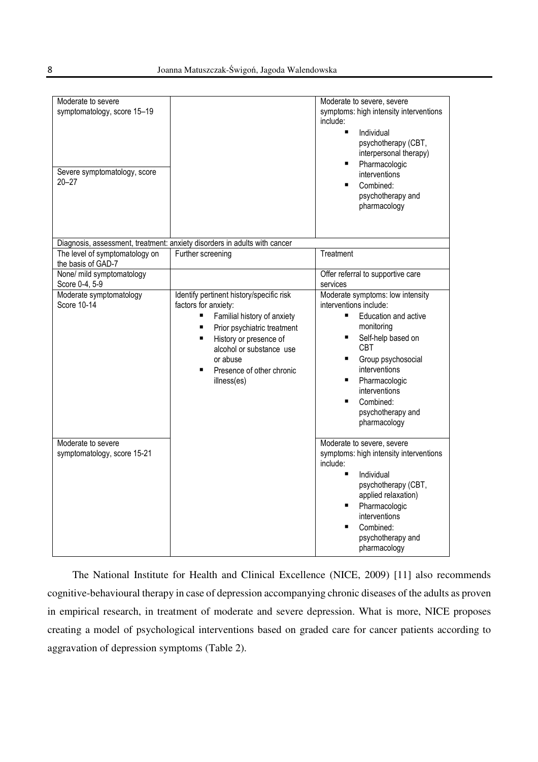| | | |
|---|---|---|
| Moderate to severe symptomatology, score 15–19<br><br>Severe symptomatology, score 20–27 | | Moderate to severe, severe symptoms: high intensity interventions include:<br>▪ Individual psychotherapy (CBT, interpersonal therapy)<br>▪ Pharmacologic interventions<br>▪ Combined: psychotherapy and pharmacology |
| Diagnosis, assessment, treatment: anxiety disorders in adults with cancer | | |
| The level of symptomatology on the basis of GAD-7 | Further screening | Treatment |
| None/ mild symptomatology Score 0-4, 5-9 | | Offer referral to supportive care services |
| Moderate symptomatology Score 10-14 | Identify pertinent history/specific risk factors for anxiety:<br>▪ Familial history of anxiety<br>▪ Prior psychiatric treatment<br>▪ History or presence of alcohol or substance use or abuse<br>▪ Presence of other chronic illness(es) | Moderate symptoms: low intensity interventions include:<br>▪ Education and active monitoring<br>▪ Self-help based on CBT<br>▪ Group psychosocial interventions<br>▪ Pharmacologic interventions<br>▪ Combined: psychotherapy and pharmacology |
| Moderate to severe symptomatology, score 15-21 | | Moderate to severe, severe symptoms: high intensity interventions include:<br>▪ Individual psychotherapy (CBT, applied relaxation)<br>▪ Pharmacologic interventions<br>▪ Combined: psychotherapy and pharmacology |

The National Institute for Health and Clinical Excellence (NICE, 2009) [11] also recommends cognitive-behavioural therapy in case of depression accompanying chronic diseases of the adults as proven in empirical research, in treatment of moderate and severe depression. What is more, NICE proposes creating a model of psychological interventions based on graded care for cancer patients according to aggravation of depression symptoms (Table 2).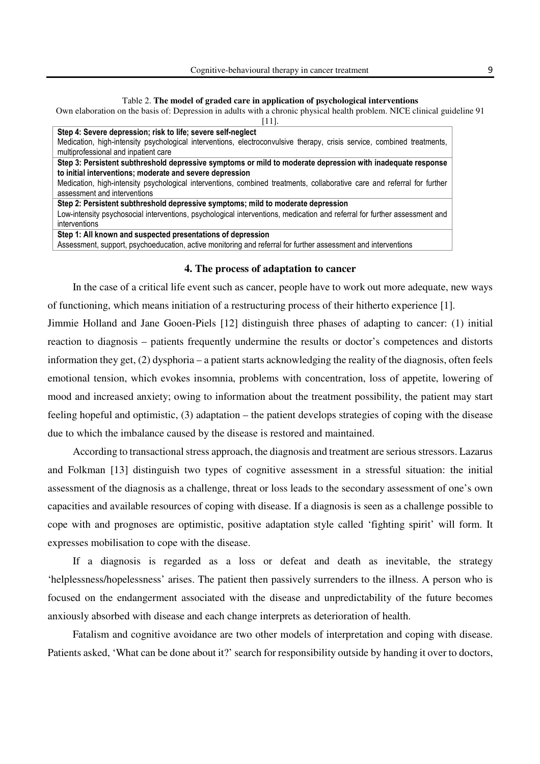Table 2. **The model of graded care in application of psychological interventions**

Own elaboration on the basis of: Depression in adults with a chronic physical health problem. NICE clinical guideline 91 [11].

| |
|---|
| **Step 4: Severe depression; risk to life; severe self-neglect**<br>Medication, high-intensity psychological interventions, electroconvulsive therapy, crisis service, combined treatments, multiprofessional and inpatient care |
| **Step 3: Persistent subthreshold depressive symptoms or mild to moderate depression with inadequate response to initial interventions; moderate and severe depression**<br>Medication, high-intensity psychological interventions, combined treatments, collaborative care and referral for further assessment and interventions |
| **Step 2: Persistent subthreshold depressive symptoms; mild to moderate depression**<br>Low-intensity psychosocial interventions, psychological interventions, medication and referral for further assessment and interventions |
| **Step 1: All known and suspected presentations of depression**<br>Assessment, support, psychoeducation, active monitoring and referral for further assessment and interventions |

## 4. The process of adaptation to cancer

In the case of a critical life event such as cancer, people have to work out more adequate, new ways of functioning, which means initiation of a restructuring process of their hitherto experience [1]. Jimmie Holland and Jane Gooen-Piels [12] distinguish three phases of adapting to cancer: (1) initial reaction to diagnosis – patients frequently undermine the results or doctor's competences and distorts information they get, (2) dysphoria – a patient starts acknowledging the reality of the diagnosis, often feels emotional tension, which evokes insomnia, problems with concentration, loss of appetite, lowering of mood and increased anxiety; owing to information about the treatment possibility, the patient may start feeling hopeful and optimistic, (3) adaptation – the patient develops strategies of coping with the disease due to which the imbalance caused by the disease is restored and maintained.

According to transactional stress approach, the diagnosis and treatment are serious stressors. Lazarus and Folkman [13] distinguish two types of cognitive assessment in a stressful situation: the initial assessment of the diagnosis as a challenge, threat or loss leads to the secondary assessment of one's own capacities and available resources of coping with disease. If a diagnosis is seen as a challenge possible to cope with and prognoses are optimistic, positive adaptation style called 'fighting spirit' will form. It expresses mobilisation to cope with the disease.

If a diagnosis is regarded as a loss or defeat and death as inevitable, the strategy 'helplessness/hopelessness' arises. The patient then passively surrenders to the illness. A person who is focused on the endangerment associated with the disease and unpredictability of the future becomes anxiously absorbed with disease and each change interprets as deterioration of health.

Fatalism and cognitive avoidance are two other models of interpretation and coping with disease. Patients asked, 'What can be done about it?' search for responsibility outside by handing it over to doctors,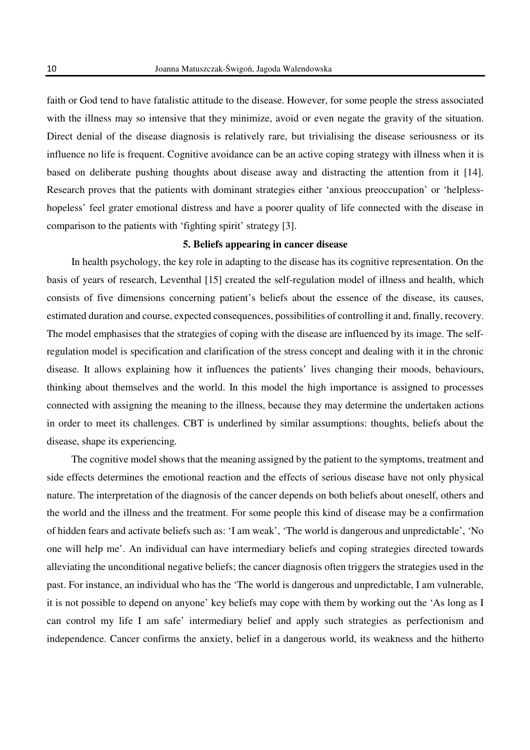faith or God tend to have fatalistic attitude to the disease. However, for some people the stress associated with the illness may so intensive that they minimize, avoid or even negate the gravity of the situation. Direct denial of the disease diagnosis is relatively rare, but trivialising the disease seriousness or its influence no life is frequent. Cognitive avoidance can be an active coping strategy with illness when it is based on deliberate pushing thoughts about disease away and distracting the attention from it [14]. Research proves that the patients with dominant strategies either 'anxious preoccupation' or 'helpless-hopeless' feel grater emotional distress and have a poorer quality of life connected with the disease in comparison to the patients with 'fighting spirit' strategy [3].

## 5. Beliefs appearing in cancer disease

In health psychology, the key role in adapting to the disease has its cognitive representation. On the basis of years of research, Leventhal [15] created the self-regulation model of illness and health, which consists of five dimensions concerning patient's beliefs about the essence of the disease, its causes, estimated duration and course, expected consequences, possibilities of controlling it and, finally, recovery. The model emphasises that the strategies of coping with the disease are influenced by its image. The self-regulation model is specification and clarification of the stress concept and dealing with it in the chronic disease. It allows explaining how it influences the patients' lives changing their moods, behaviours, thinking about themselves and the world. In this model the high importance is assigned to processes connected with assigning the meaning to the illness, because they may determine the undertaken actions in order to meet its challenges. CBT is underlined by similar assumptions: thoughts, beliefs about the disease, shape its experiencing.

The cognitive model shows that the meaning assigned by the patient to the symptoms, treatment and side effects determines the emotional reaction and the effects of serious disease have not only physical nature. The interpretation of the diagnosis of the cancer depends on both beliefs about oneself, others and the world and the illness and the treatment. For some people this kind of disease may be a confirmation of hidden fears and activate beliefs such as: 'I am weak', 'The world is dangerous and unpredictable', 'No one will help me'. An individual can have intermediary beliefs and coping strategies directed towards alleviating the unconditional negative beliefs; the cancer diagnosis often triggers the strategies used in the past. For instance, an individual who has the 'The world is dangerous and unpredictable, I am vulnerable, it is not possible to depend on anyone' key beliefs may cope with them by working out the 'As long as I can control my life I am safe' intermediary belief and apply such strategies as perfectionism and independence. Cancer confirms the anxiety, belief in a dangerous world, its weakness and the hitherto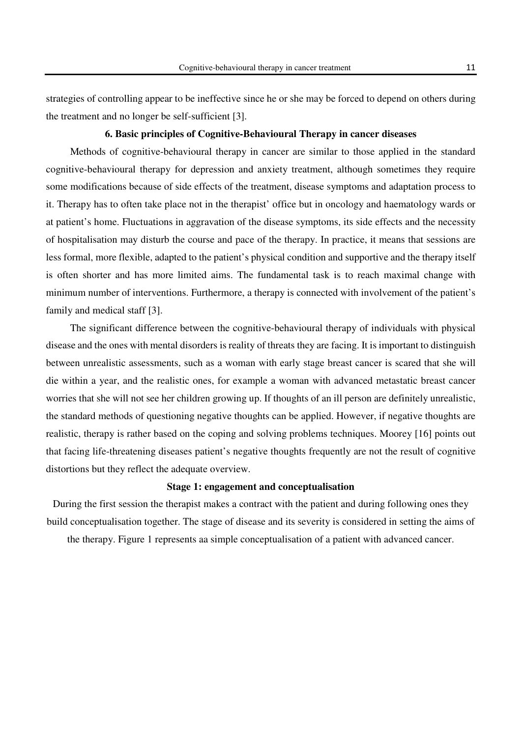strategies of controlling appear to be ineffective since he or she may be forced to depend on others during the treatment and no longer be self-sufficient [3].

## 6. Basic principles of Cognitive-Behavioural Therapy in cancer diseases

Methods of cognitive-behavioural therapy in cancer are similar to those applied in the standard cognitive-behavioural therapy for depression and anxiety treatment, although sometimes they require some modifications because of side effects of the treatment, disease symptoms and adaptation process to it. Therapy has to often take place not in the therapist' office but in oncology and haematology wards or at patient's home. Fluctuations in aggravation of the disease symptoms, its side effects and the necessity of hospitalisation may disturb the course and pace of the therapy. In practice, it means that sessions are less formal, more flexible, adapted to the patient's physical condition and supportive and the therapy itself is often shorter and has more limited aims. The fundamental task is to reach maximal change with minimum number of interventions. Furthermore, a therapy is connected with involvement of the patient's family and medical staff [3].

The significant difference between the cognitive-behavioural therapy of individuals with physical disease and the ones with mental disorders is reality of threats they are facing. It is important to distinguish between unrealistic assessments, such as a woman with early stage breast cancer is scared that she will die within a year, and the realistic ones, for example a woman with advanced metastatic breast cancer worries that she will not see her children growing up. If thoughts of an ill person are definitely unrealistic, the standard methods of questioning negative thoughts can be applied. However, if negative thoughts are realistic, therapy is rather based on the coping and solving problems techniques. Moorey [16] points out that facing life-threatening diseases patient's negative thoughts frequently are not the result of cognitive distortions but they reflect the adequate overview.

### Stage 1: engagement and conceptualisation

During the first session the therapist makes a contract with the patient and during following ones they build conceptualisation together. The stage of disease and its severity is considered in setting the aims of the therapy. Figure 1 represents aa simple conceptualisation of a patient with advanced cancer.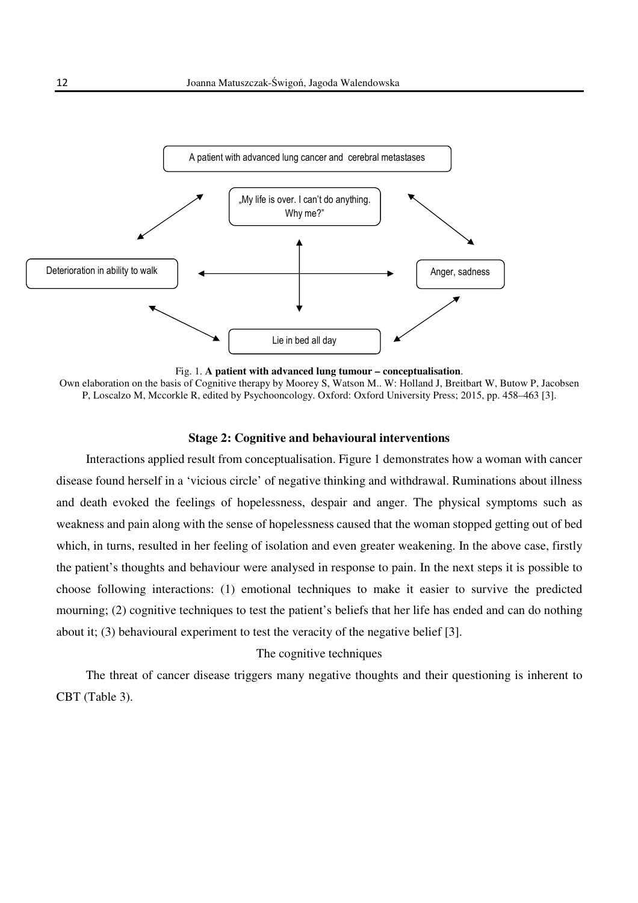A patient with advanced lung cancer and cerebral metastases

„My life is over. I can't do anything. Why me?"

Deterioration in ability to walk

Anger, sadness

Lie in bed all day

Fig. 1. **A patient with advanced lung tumour – conceptualisation**.
Own elaboration on the basis of Cognitive therapy by Moorey S, Watson M.. W: Holland J, Breitbart W, Butow P, Jacobsen P, Loscalzo M, Mccorkle R, edited by Psychooncology. Oxford: Oxford University Press; 2015, pp. 458–463 [3].

**Stage 2: Cognitive and behavioural interventions**

Interactions applied result from conceptualisation. Figure 1 demonstrates how a woman with cancer disease found herself in a 'vicious circle' of negative thinking and withdrawal. Ruminations about illness and death evoked the feelings of hopelessness, despair and anger. The physical symptoms such as weakness and pain along with the sense of hopelessness caused that the woman stopped getting out of bed which, in turns, resulted in her feeling of isolation and even greater weakening. In the above case, firstly the patient's thoughts and behaviour were analysed in response to pain. In the next steps it is possible to choose following interactions: (1) emotional techniques to make it easier to survive the predicted mourning; (2) cognitive techniques to test the patient's beliefs that her life has ended and can do nothing about it; (3) behavioural experiment to test the veracity of the negative belief [3].

The cognitive techniques

The threat of cancer disease triggers many negative thoughts and their questioning is inherent to CBT (Table 3).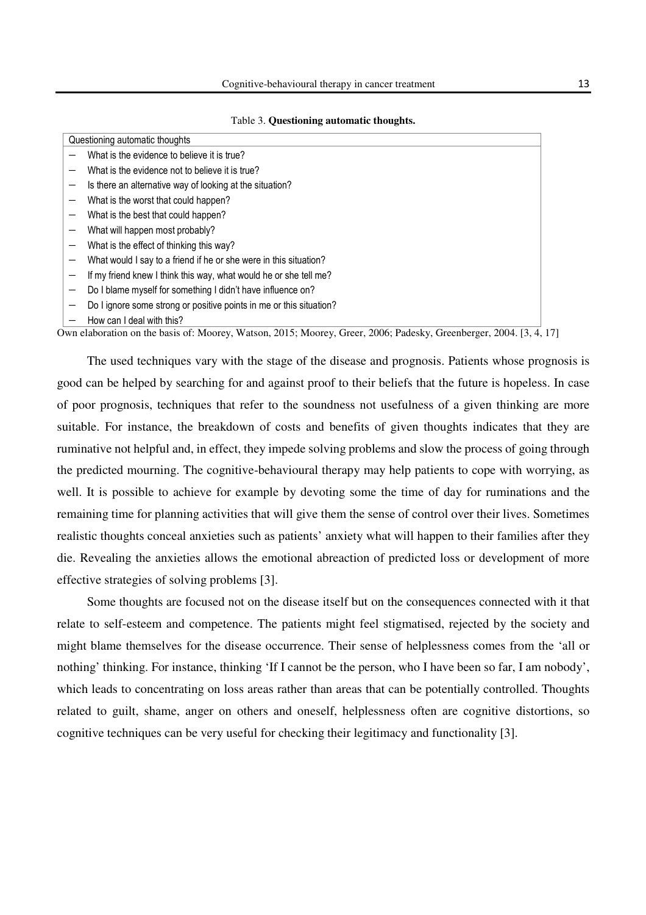Table 3. **Questioning automatic thoughts.**

| Questioning automatic thoughts |
| --- |
| – What is the evidence to believe it is true? |
| – What is the evidence not to believe it is true? |
| – Is there an alternative way of looking at the situation? |
| – What is the worst that could happen? |
| – What is the best that could happen? |
| – What will happen most probably? |
| – What is the effect of thinking this way? |
| – What would I say to a friend if he or she were in this situation? |
| – If my friend knew I think this way, what would he or she tell me? |
| – Do I blame myself for something I didn't have influence on? |
| – Do I ignore some strong or positive points in me or this situation? |
| – How can I deal with this? |

Own elaboration on the basis of: Moorey, Watson, 2015; Moorey, Greer, 2006; Padesky, Greenberger, 2004. [3, 4, 17]

The used techniques vary with the stage of the disease and prognosis. Patients whose prognosis is good can be helped by searching for and against proof to their beliefs that the future is hopeless. In case of poor prognosis, techniques that refer to the soundness not usefulness of a given thinking are more suitable. For instance, the breakdown of costs and benefits of given thoughts indicates that they are ruminative not helpful and, in effect, they impede solving problems and slow the process of going through the predicted mourning. The cognitive-behavioural therapy may help patients to cope with worrying, as well. It is possible to achieve for example by devoting some the time of day for ruminations and the remaining time for planning activities that will give them the sense of control over their lives. Sometimes realistic thoughts conceal anxieties such as patients' anxiety what will happen to their families after they die. Revealing the anxieties allows the emotional abreaction of predicted loss or development of more effective strategies of solving problems [3].

Some thoughts are focused not on the disease itself but on the consequences connected with it that relate to self-esteem and competence. The patients might feel stigmatised, rejected by the society and might blame themselves for the disease occurrence. Their sense of helplessness comes from the 'all or nothing' thinking. For instance, thinking 'If I cannot be the person, who I have been so far, I am nobody', which leads to concentrating on loss areas rather than areas that can be potentially controlled. Thoughts related to guilt, shame, anger on others and oneself, helplessness often are cognitive distortions, so cognitive techniques can be very useful for checking their legitimacy and functionality [3].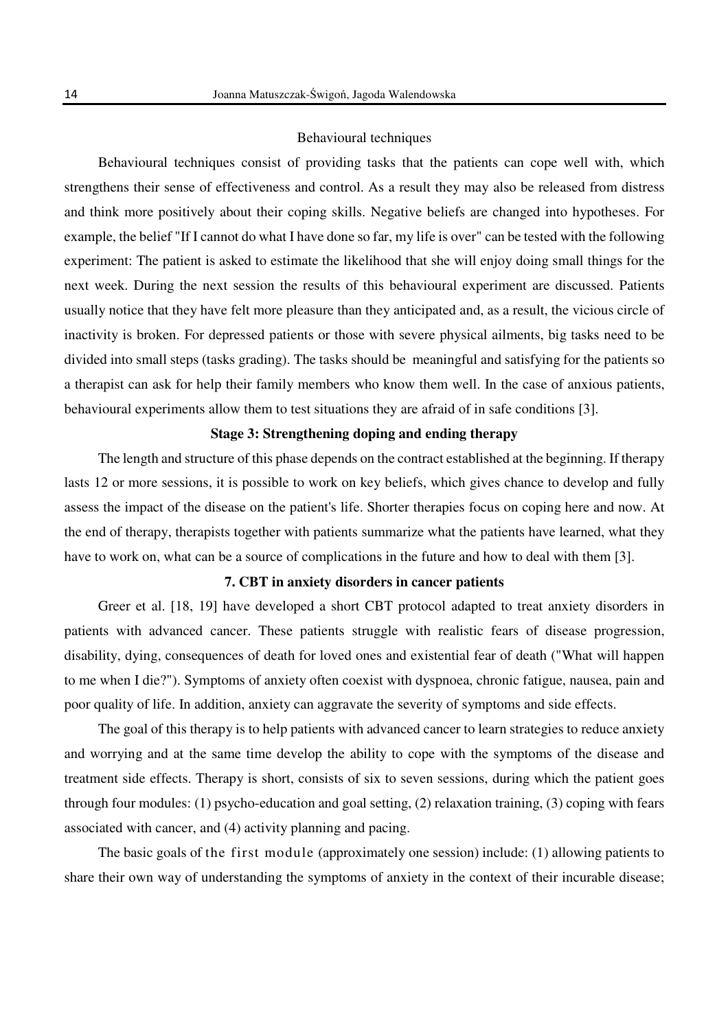### Behavioural techniques

Behavioural techniques consist of providing tasks that the patients can cope well with, which strengthens their sense of effectiveness and control. As a result they may also be released from distress and think more positively about their coping skills. Negative beliefs are changed into hypotheses. For example, the belief "If I cannot do what I have done so far, my life is over" can be tested with the following experiment: The patient is asked to estimate the likelihood that she will enjoy doing small things for the next week. During the next session the results of this behavioural experiment are discussed. Patients usually notice that they have felt more pleasure than they anticipated and, as a result, the vicious circle of inactivity is broken. For depressed patients or those with severe physical ailments, big tasks need to be divided into small steps (tasks grading). The tasks should be meaningful and satisfying for the patients so a therapist can ask for help their family members who know them well. In the case of anxious patients, behavioural experiments allow them to test situations they are afraid of in safe conditions [3].

### Stage 3: Strengthening doping and ending therapy

The length and structure of this phase depends on the contract established at the beginning. If therapy lasts 12 or more sessions, it is possible to work on key beliefs, which gives chance to develop and fully assess the impact of the disease on the patient's life. Shorter therapies focus on coping here and now. At the end of therapy, therapists together with patients summarize what the patients have learned, what they have to work on, what can be a source of complications in the future and how to deal with them [3].

## 7. CBT in anxiety disorders in cancer patients

Greer et al. [18, 19] have developed a short CBT protocol adapted to treat anxiety disorders in patients with advanced cancer. These patients struggle with realistic fears of disease progression, disability, dying, consequences of death for loved ones and existential fear of death ("What will happen to me when I die?"). Symptoms of anxiety often coexist with dyspnoea, chronic fatigue, nausea, pain and poor quality of life. In addition, anxiety can aggravate the severity of symptoms and side effects.

The goal of this therapy is to help patients with advanced cancer to learn strategies to reduce anxiety and worrying and at the same time develop the ability to cope with the symptoms of the disease and treatment side effects. Therapy is short, consists of six to seven sessions, during which the patient goes through four modules: (1) psycho-education and goal setting, (2) relaxation training, (3) coping with fears associated with cancer, and (4) activity planning and pacing.

The basic goals of the first module (approximately one session) include: (1) allowing patients to share their own way of understanding the symptoms of anxiety in the context of their incurable disease;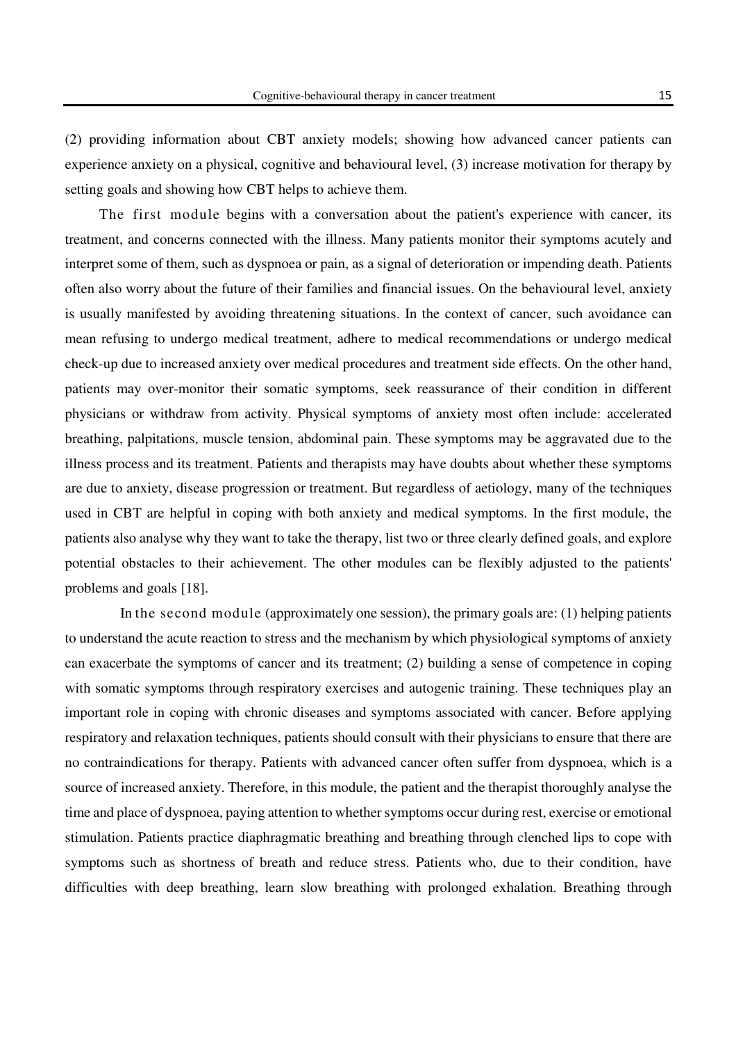(2) providing information about CBT anxiety models; showing how advanced cancer patients can experience anxiety on a physical, cognitive and behavioural level, (3) increase motivation for therapy by setting goals and showing how CBT helps to achieve them.

The first module begins with a conversation about the patient's experience with cancer, its treatment, and concerns connected with the illness. Many patients monitor their symptoms acutely and interpret some of them, such as dyspnoea or pain, as a signal of deterioration or impending death. Patients often also worry about the future of their families and financial issues. On the behavioural level, anxiety is usually manifested by avoiding threatening situations. In the context of cancer, such avoidance can mean refusing to undergo medical treatment, adhere to medical recommendations or undergo medical check-up due to increased anxiety over medical procedures and treatment side effects. On the other hand, patients may over-monitor their somatic symptoms, seek reassurance of their condition in different physicians or withdraw from activity. Physical symptoms of anxiety most often include: accelerated breathing, palpitations, muscle tension, abdominal pain. These symptoms may be aggravated due to the illness process and its treatment. Patients and therapists may have doubts about whether these symptoms are due to anxiety, disease progression or treatment. But regardless of aetiology, many of the techniques used in CBT are helpful in coping with both anxiety and medical symptoms. In the first module, the patients also analyse why they want to take the therapy, list two or three clearly defined goals, and explore potential obstacles to their achievement. The other modules can be flexibly adjusted to the patients' problems and goals [18].

In the second module (approximately one session), the primary goals are: (1) helping patients to understand the acute reaction to stress and the mechanism by which physiological symptoms of anxiety can exacerbate the symptoms of cancer and its treatment; (2) building a sense of competence in coping with somatic symptoms through respiratory exercises and autogenic training. These techniques play an important role in coping with chronic diseases and symptoms associated with cancer. Before applying respiratory and relaxation techniques, patients should consult with their physicians to ensure that there are no contraindications for therapy. Patients with advanced cancer often suffer from dyspnoea, which is a source of increased anxiety. Therefore, in this module, the patient and the therapist thoroughly analyse the time and place of dyspnoea, paying attention to whether symptoms occur during rest, exercise or emotional stimulation. Patients practice diaphragmatic breathing and breathing through clenched lips to cope with symptoms such as shortness of breath and reduce stress. Patients who, due to their condition, have difficulties with deep breathing, learn slow breathing with prolonged exhalation. Breathing through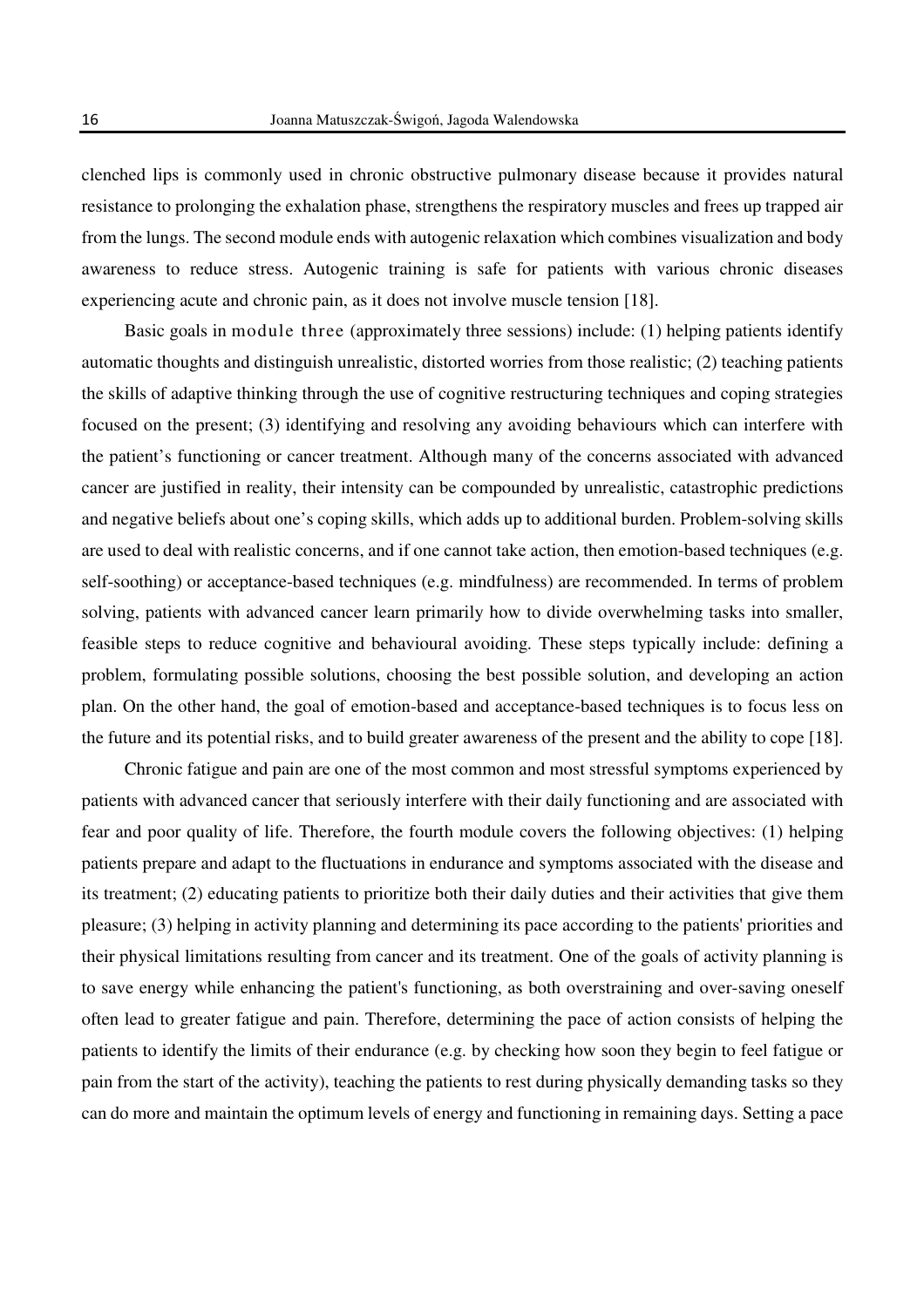clenched lips is commonly used in chronic obstructive pulmonary disease because it provides natural resistance to prolonging the exhalation phase, strengthens the respiratory muscles and frees up trapped air from the lungs. The second module ends with autogenic relaxation which combines visualization and body awareness to reduce stress. Autogenic training is safe for patients with various chronic diseases experiencing acute and chronic pain, as it does not involve muscle tension [18].

Basic goals in module three (approximately three sessions) include: (1) helping patients identify automatic thoughts and distinguish unrealistic, distorted worries from those realistic; (2) teaching patients the skills of adaptive thinking through the use of cognitive restructuring techniques and coping strategies focused on the present; (3) identifying and resolving any avoiding behaviours which can interfere with the patient's functioning or cancer treatment. Although many of the concerns associated with advanced cancer are justified in reality, their intensity can be compounded by unrealistic, catastrophic predictions and negative beliefs about one's coping skills, which adds up to additional burden. Problem-solving skills are used to deal with realistic concerns, and if one cannot take action, then emotion-based techniques (e.g. self-soothing) or acceptance-based techniques (e.g. mindfulness) are recommended. In terms of problem solving, patients with advanced cancer learn primarily how to divide overwhelming tasks into smaller, feasible steps to reduce cognitive and behavioural avoiding. These steps typically include: defining a problem, formulating possible solutions, choosing the best possible solution, and developing an action plan. On the other hand, the goal of emotion-based and acceptance-based techniques is to focus less on the future and its potential risks, and to build greater awareness of the present and the ability to cope [18].

Chronic fatigue and pain are one of the most common and most stressful symptoms experienced by patients with advanced cancer that seriously interfere with their daily functioning and are associated with fear and poor quality of life. Therefore, the fourth module covers the following objectives: (1) helping patients prepare and adapt to the fluctuations in endurance and symptoms associated with the disease and its treatment; (2) educating patients to prioritize both their daily duties and their activities that give them pleasure; (3) helping in activity planning and determining its pace according to the patients' priorities and their physical limitations resulting from cancer and its treatment. One of the goals of activity planning is to save energy while enhancing the patient's functioning, as both overstraining and over-saving oneself often lead to greater fatigue and pain. Therefore, determining the pace of action consists of helping the patients to identify the limits of their endurance (e.g. by checking how soon they begin to feel fatigue or pain from the start of the activity), teaching the patients to rest during physically demanding tasks so they can do more and maintain the optimum levels of energy and functioning in remaining days. Setting a pace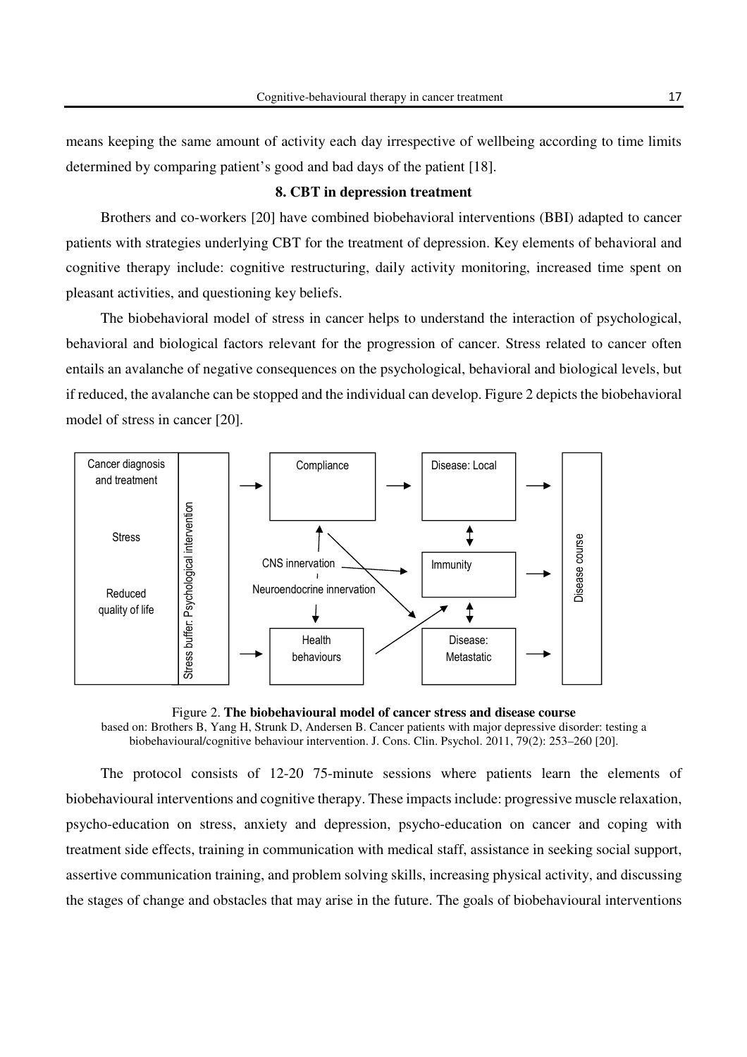means keeping the same amount of activity each day irrespective of wellbeing according to time limits determined by comparing patient's good and bad days of the patient [18].

## 8. CBT in depression treatment

Brothers and co-workers [20] have combined biobehavioral interventions (BBI) adapted to cancer patients with strategies underlying CBT for the treatment of depression. Key elements of behavioral and cognitive therapy include: cognitive restructuring, daily activity monitoring, increased time spent on pleasant activities, and questioning key beliefs.

The biobehavioral model of stress in cancer helps to understand the interaction of psychological, behavioral and biological factors relevant for the progression of cancer. Stress related to cancer often entails an avalanche of negative consequences on the psychological, behavioral and biological levels, but if reduced, the avalanche can be stopped and the individual can develop. Figure 2 depicts the biobehavioral model of stress in cancer [20].

Cancer diagnosis and treatment

Stress

Reduced quality of life

Stress buffer: Psychological intervention

Compliance

Disease: Local

CNS innervation

Neuroendocrine innervation

Immunity

Health behaviours

Disease: Metastatic

Disease course

Figure 2. **The biobehavioural model of cancer stress and disease course**
based on: Brothers B, Yang H, Strunk D, Andersen B. Cancer patients with major depressive disorder: testing a biobehavioural/cognitive behaviour intervention. J. Cons. Clin. Psychol. 2011, 79(2): 253–260 [20].

The protocol consists of 12-20 75-minute sessions where patients learn the elements of biobehavioural interventions and cognitive therapy. These impacts include: progressive muscle relaxation, psycho-education on stress, anxiety and depression, psycho-education on cancer and coping with treatment side effects, training in communication with medical staff, assistance in seeking social support, assertive communication training, and problem solving skills, increasing physical activity, and discussing the stages of change and obstacles that may arise in the future. The goals of biobehavioural interventions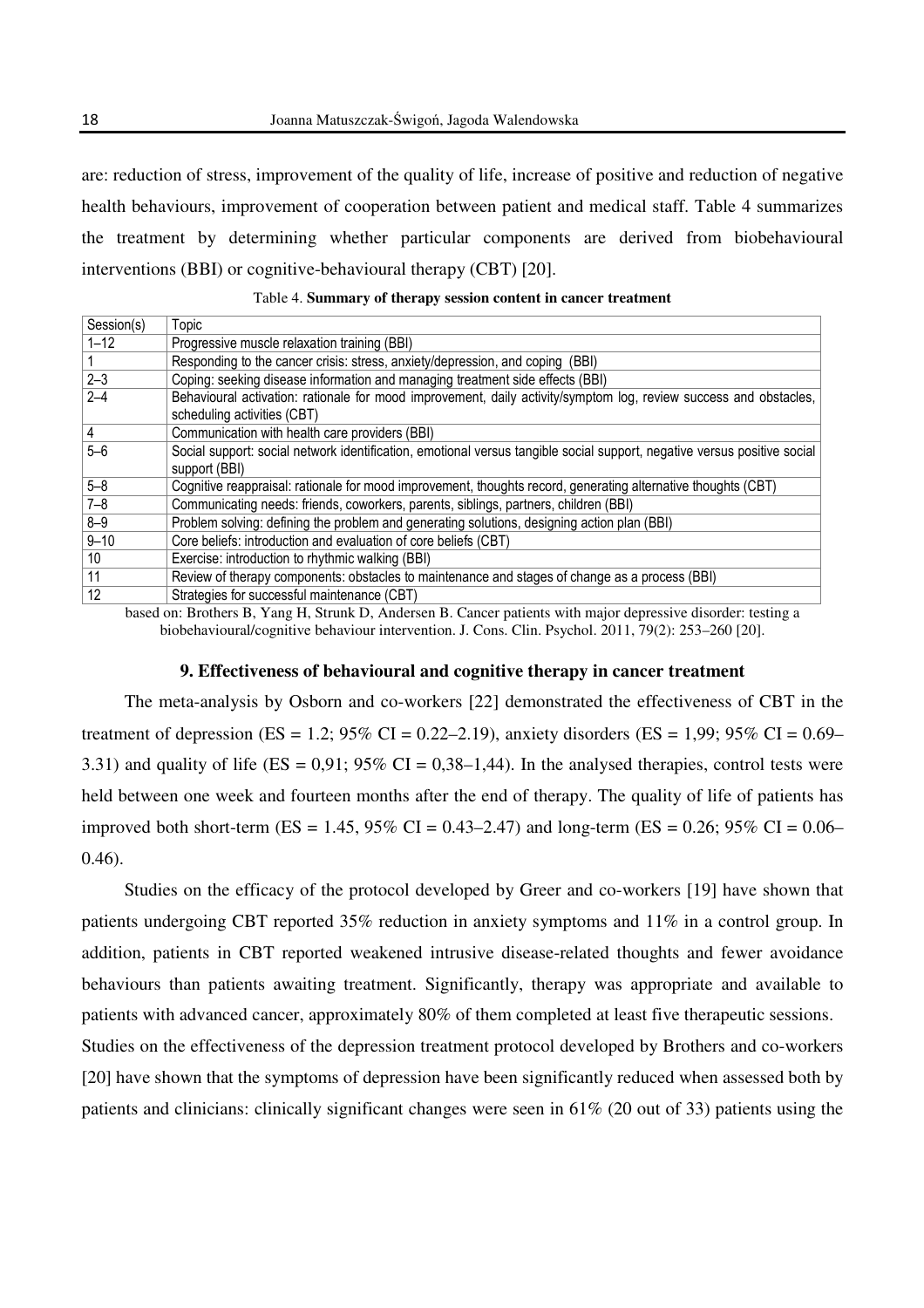are: reduction of stress, improvement of the quality of life, increase of positive and reduction of negative health behaviours, improvement of cooperation between patient and medical staff. Table 4 summarizes the treatment by determining whether particular components are derived from biobehavioural interventions (BBI) or cognitive-behavioural therapy (CBT) [20].

Table 4. **Summary of therapy session content in cancer treatment**

| Session(s) | Topic |
|---|---|
| 1–12 | Progressive muscle relaxation training (BBI) |
| 1 | Responding to the cancer crisis: stress, anxiety/depression, and coping (BBI) |
| 2–3 | Coping: seeking disease information and managing treatment side effects (BBI) |
| 2–4 | Behavioural activation: rationale for mood improvement, daily activity/symptom log, review success and obstacles, scheduling activities (CBT) |
| 4 | Communication with health care providers (BBI) |
| 5–6 | Social support: social network identification, emotional versus tangible social support, negative versus positive social support (BBI) |
| 5–8 | Cognitive reappraisal: rationale for mood improvement, thoughts record, generating alternative thoughts (CBT) |
| 7–8 | Communicating needs: friends, coworkers, parents, siblings, partners, children (BBI) |
| 8–9 | Problem solving: defining the problem and generating solutions, designing action plan (BBI) |
| 9–10 | Core beliefs: introduction and evaluation of core beliefs (CBT) |
| 10 | Exercise: introduction to rhythmic walking (BBI) |
| 11 | Review of therapy components: obstacles to maintenance and stages of change as a process (BBI) |
| 12 | Strategies for successful maintenance (CBT) |

based on: Brothers B, Yang H, Strunk D, Andersen B. Cancer patients with major depressive disorder: testing a biobehavioural/cognitive behaviour intervention. J. Cons. Clin. Psychol. 2011, 79(2): 253–260 [20].

## 9. Effectiveness of behavioural and cognitive therapy in cancer treatment

The meta-analysis by Osborn and co-workers [22] demonstrated the effectiveness of CBT in the treatment of depression (ES = 1.2; 95% CI = 0.22–2.19), anxiety disorders (ES = 1,99; 95% CI = 0.69–3.31) and quality of life (ES = 0,91; 95% CI = 0,38–1,44). In the analysed therapies, control tests were held between one week and fourteen months after the end of therapy. The quality of life of patients has improved both short-term (ES = 1.45, 95% CI = 0.43–2.47) and long-term (ES = 0.26; 95% CI = 0.06–0.46).

Studies on the efficacy of the protocol developed by Greer and co-workers [19] have shown that patients undergoing CBT reported 35% reduction in anxiety symptoms and 11% in a control group. In addition, patients in CBT reported weakened intrusive disease-related thoughts and fewer avoidance behaviours than patients awaiting treatment. Significantly, therapy was appropriate and available to patients with advanced cancer, approximately 80% of them completed at least five therapeutic sessions.

Studies on the effectiveness of the depression treatment protocol developed by Brothers and co-workers [20] have shown that the symptoms of depression have been significantly reduced when assessed both by patients and clinicians: clinically significant changes were seen in 61% (20 out of 33) patients using the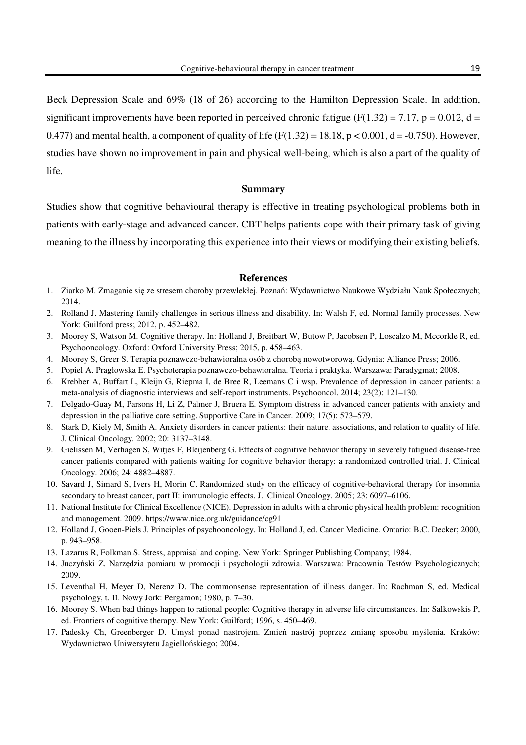Beck Depression Scale and 69% (18 of 26) according to the Hamilton Depression Scale. In addition, significant improvements have been reported in perceived chronic fatigue ($F(1.32) = 7.17$, $p = 0.012$, $d = 0.477$) and mental health, a component of quality of life ($F(1.32) = 18.18$, $p < 0.001$, $d = -0.750$). However, studies have shown no improvement in pain and physical well-being, which is also a part of the quality of life.

## Summary

Studies show that cognitive behavioural therapy is effective in treating psychological problems both in patients with early-stage and advanced cancer. CBT helps patients cope with their primary task of giving meaning to the illness by incorporating this experience into their views or modifying their existing beliefs.

## References

1. Ziarko M. Zmaganie się ze stresem choroby przewlekłej. Poznań: Wydawnictwo Naukowe Wydziału Nauk Społecznych; 2014.
2. Rolland J. Mastering family challenges in serious illness and disability. In: Walsh F, ed. Normal family processes. New York: Guilford press; 2012, p. 452–482.
3. Moorey S, Watson M. Cognitive therapy. In: Holland J, Breitbart W, Butow P, Jacobsen P, Loscalzo M, Mccorkle R, ed. Psychooncology. Oxford: Oxford University Press; 2015, p. 458–463.
4. Moorey S, Greer S. Terapia poznawczo-behawioralna osób z chorobą nowotworową. Gdynia: Alliance Press; 2006.
5. Popiel A, Pragłowska E. Psychoterapia poznawczo-behawioralna. Teoria i praktyka. Warszawa: Paradygmat; 2008.
6. Krebber A, Buffart L, Kleijn G, Riepma I, de Bree R, Leemans C i wsp. Prevalence of depression in cancer patients: a meta-analysis of diagnostic interviews and self-report instruments. Psychooncol. 2014; 23(2): 121–130.
7. Delgado-Guay M, Parsons H, Li Z, Palmer J, Bruera E. Symptom distress in advanced cancer patients with anxiety and depression in the palliative care setting. Supportive Care in Cancer. 2009; 17(5): 573–579.
8. Stark D, Kiely M, Smith A. Anxiety disorders in cancer patients: their nature, associations, and relation to quality of life. J. Clinical Oncology. 2002; 20: 3137–3148.
9. Gielissen M, Verhagen S, Witjes F, Bleijenberg G. Effects of cognitive behavior therapy in severely fatigued disease-free cancer patients compared with patients waiting for cognitive behavior therapy: a randomized controlled trial. J. Clinical Oncology. 2006; 24: 4882–4887.
10. Savard J, Simard S, Ivers H, Morin C. Randomized study on the efficacy of cognitive-behavioral therapy for insomnia secondary to breast cancer, part II: immunologic effects. J. Clinical Oncology. 2005; 23: 6097–6106.
11. National Institute for Clinical Excellence (NICE). Depression in adults with a chronic physical health problem: recognition and management. 2009. https://www.nice.org.uk/guidance/cg91
12. Holland J, Gooen-Piels J. Principles of psychooncology. In: Holland J, ed. Cancer Medicine. Ontario: B.C. Decker; 2000, p. 943–958.
13. Lazarus R, Folkman S. Stress, appraisal and coping. New York: Springer Publishing Company; 1984.
14. Juczyński Z. Narzędzia pomiaru w promocji i psychologii zdrowia. Warszawa: Pracownia Testów Psychologicznych; 2009.
15. Leventhal H, Meyer D, Nerenz D. The commonsense representation of illness danger. In: Rachman S, ed. Medical psychology, t. II. Nowy Jork: Pergamon; 1980, p. 7–30.
16. Moorey S. When bad things happen to rational people: Cognitive therapy in adverse life circumstances. In: Salkowskis P, ed. Frontiers of cognitive therapy. New York: Guilford; 1996, s. 450–469.
17. Padesky Ch, Greenberger D. Umysł ponad nastrojem. Zmień nastrój poprzez zmianę sposobu myślenia. Kraków: Wydawnictwo Uniwersytetu Jagiellońskiego; 2004.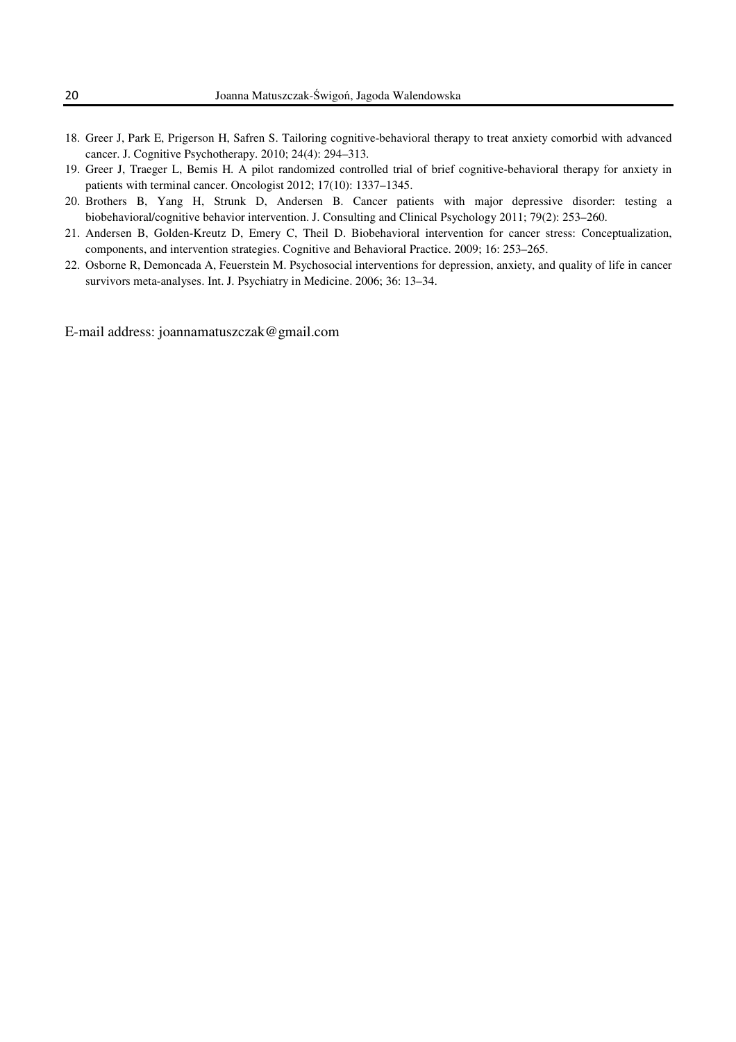18. Greer J, Park E, Prigerson H, Safren S. Tailoring cognitive-behavioral therapy to treat anxiety comorbid with advanced cancer. J. Cognitive Psychotherapy. 2010; 24(4): 294–313.
19. Greer J, Traeger L, Bemis H. A pilot randomized controlled trial of brief cognitive-behavioral therapy for anxiety in patients with terminal cancer. Oncologist 2012; 17(10): 1337–1345.
20. Brothers B, Yang H, Strunk D, Andersen B. Cancer patients with major depressive disorder: testing a biobehavioral/cognitive behavior intervention. J. Consulting and Clinical Psychology 2011; 79(2): 253–260.
21. Andersen B, Golden-Kreutz D, Emery C, Theil D. Biobehavioral intervention for cancer stress: Conceptualization, components, and intervention strategies. Cognitive and Behavioral Practice. 2009; 16: 253–265.
22. Osborne R, Demoncada A, Feuerstein M. Psychosocial interventions for depression, anxiety, and quality of life in cancer survivors meta-analyses. Int. J. Psychiatry in Medicine. 2006; 36: 13–34.

E-mail address: joannamatuszczak@gmail.com